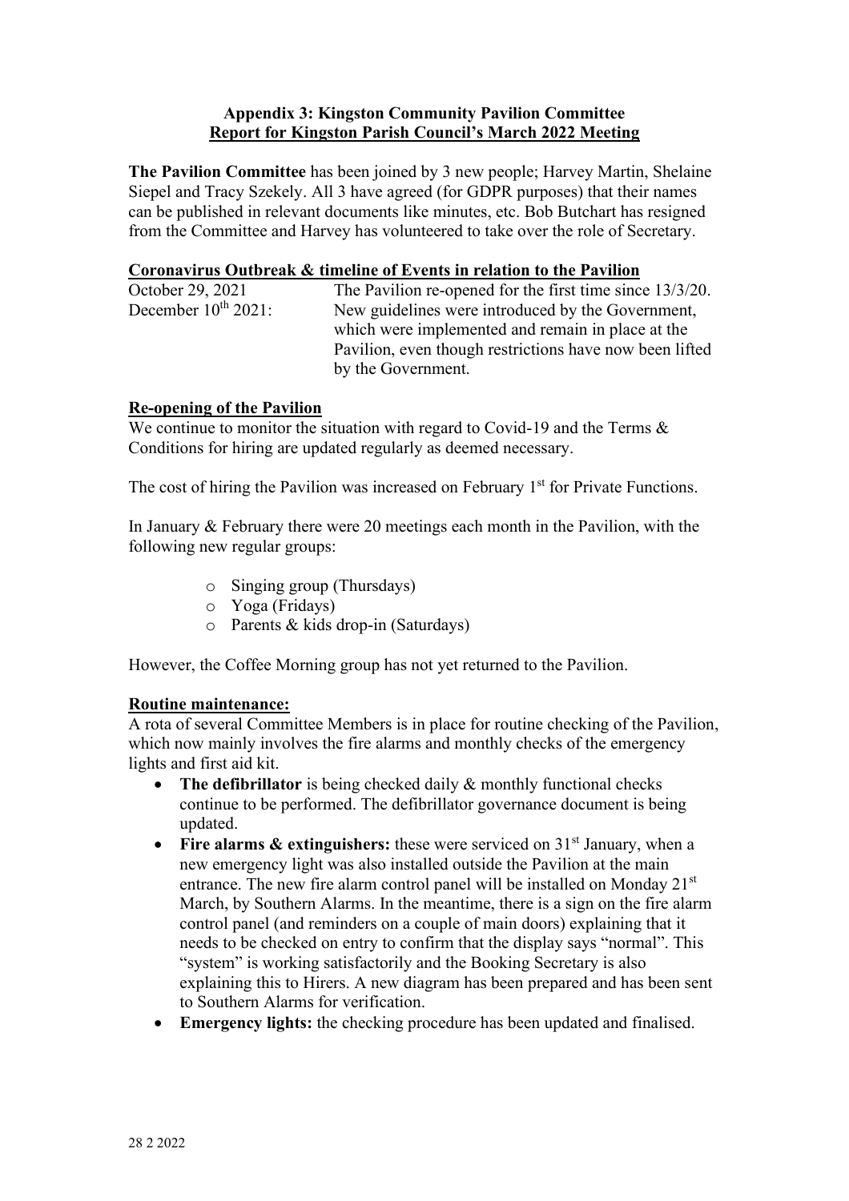# Appendix 3: Kingston Community Pavilion Committee
## Report for Kingston Parish Council's March 2022 Meeting

**The Pavilion Committee** has been joined by 3 new people; Harvey Martin, Shelaine Siepel and Tracy Szekely. All 3 have agreed (for GDPR purposes) that their names can be published in relevant documents like minutes, etc. Bob Butchart has resigned from the Committee and Harvey has volunteered to take over the role of Secretary.

### Coronavirus Outbreak & timeline of Events in relation to the Pavilion

| | |
|---|---|
| October 29, 2021 | The Pavilion re-opened for the first time since 13/3/20. |
| December 10th 2021: | New guidelines were introduced by the Government, which were implemented and remain in place at the Pavilion, even though restrictions have now been lifted by the Government. |

### Re-opening of the Pavilion

We continue to monitor the situation with regard to Covid-19 and the Terms & Conditions for hiring are updated regularly as deemed necessary.

The cost of hiring the Pavilion was increased on February 1st for Private Functions.

In January & February there were 20 meetings each month in the Pavilion, with the following new regular groups:

- Singing group (Thursdays)
- Yoga (Fridays)
- Parents & kids drop-in (Saturdays)

However, the Coffee Morning group has not yet returned to the Pavilion.

### Routine maintenance:

A rota of several Committee Members is in place for routine checking of the Pavilion, which now mainly involves the fire alarms and monthly checks of the emergency lights and first aid kit.

- **The defibrillator** is being checked daily & monthly functional checks continue to be performed. The defibrillator governance document is being updated.
- **Fire alarms & extinguishers:** these were serviced on 31st January, when a new emergency light was also installed outside the Pavilion at the main entrance. The new fire alarm control panel will be installed on Monday 21st March, by Southern Alarms. In the meantime, there is a sign on the fire alarm control panel (and reminders on a couple of main doors) explaining that it needs to be checked on entry to confirm that the display says "normal". This "system" is working satisfactorily and the Booking Secretary is also explaining this to Hirers. A new diagram has been prepared and has been sent to Southern Alarms for verification.
- **Emergency lights:** the checking procedure has been updated and finalised.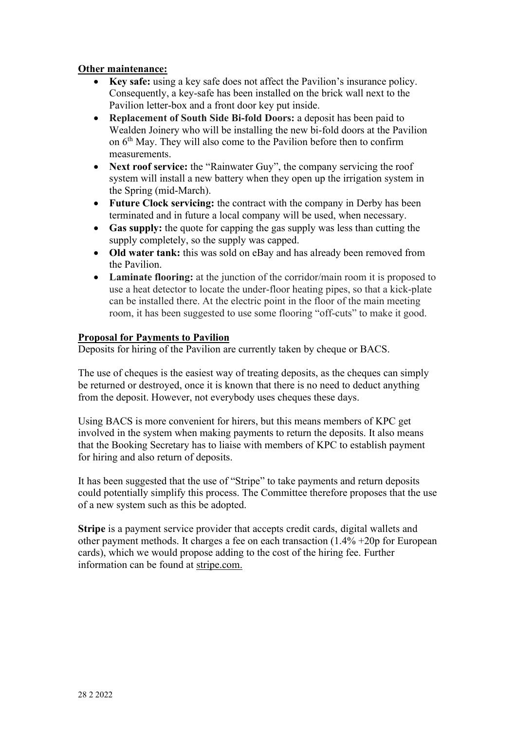**Other maintenance:**

- **Key safe:** using a key safe does not affect the Pavilion's insurance policy. Consequently, a key-safe has been installed on the brick wall next to the Pavilion letter-box and a front door key put inside.
- **Replacement of South Side Bi-fold Doors:** a deposit has been paid to Wealden Joinery who will be installing the new bi-fold doors at the Pavilion on 6th May. They will also come to the Pavilion before then to confirm measurements.
- **Next roof service:** the "Rainwater Guy", the company servicing the roof system will install a new battery when they open up the irrigation system in the Spring (mid-March).
- **Future Clock servicing:** the contract with the company in Derby has been terminated and in future a local company will be used, when necessary.
- **Gas supply:** the quote for capping the gas supply was less than cutting the supply completely, so the supply was capped.
- **Old water tank:** this was sold on eBay and has already been removed from the Pavilion.
- **Laminate flooring:** at the junction of the corridor/main room it is proposed to use a heat detector to locate the under-floor heating pipes, so that a kick-plate can be installed there. At the electric point in the floor of the main meeting room, it has been suggested to use some flooring "off-cuts" to make it good.

**Proposal for Payments to Pavilion**

Deposits for hiring of the Pavilion are currently taken by cheque or BACS.

The use of cheques is the easiest way of treating deposits, as the cheques can simply be returned or destroyed, once it is known that there is no need to deduct anything from the deposit. However, not everybody uses cheques these days.

Using BACS is more convenient for hirers, but this means members of KPC get involved in the system when making payments to return the deposits. It also means that the Booking Secretary has to liaise with members of KPC to establish payment for hiring and also return of deposits.

It has been suggested that the use of "Stripe" to take payments and return deposits could potentially simplify this process. The Committee therefore proposes that the use of a new system such as this be adopted.

**Stripe** is a payment service provider that accepts credit cards, digital wallets and other payment methods. It charges a fee on each transaction (1.4% +20p for European cards), which we would propose adding to the cost of the hiring fee. Further information can be found at stripe.com.

28 2 2022